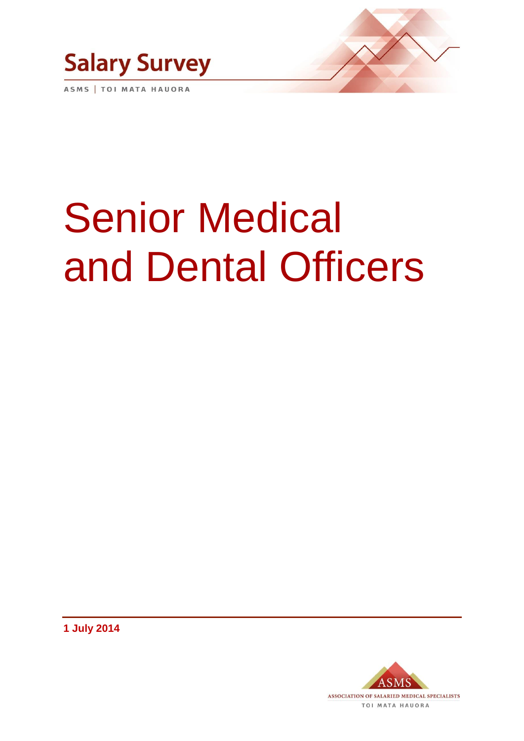# Salary Survey

ASMS | TOI MATA HAUORA

# Senior Medical and Dental Officers

**1 July 2014**

ASMS

ASSOCIATION OF SALARIED MEDICAL SPECIALISTS

TOI MATA HAUORA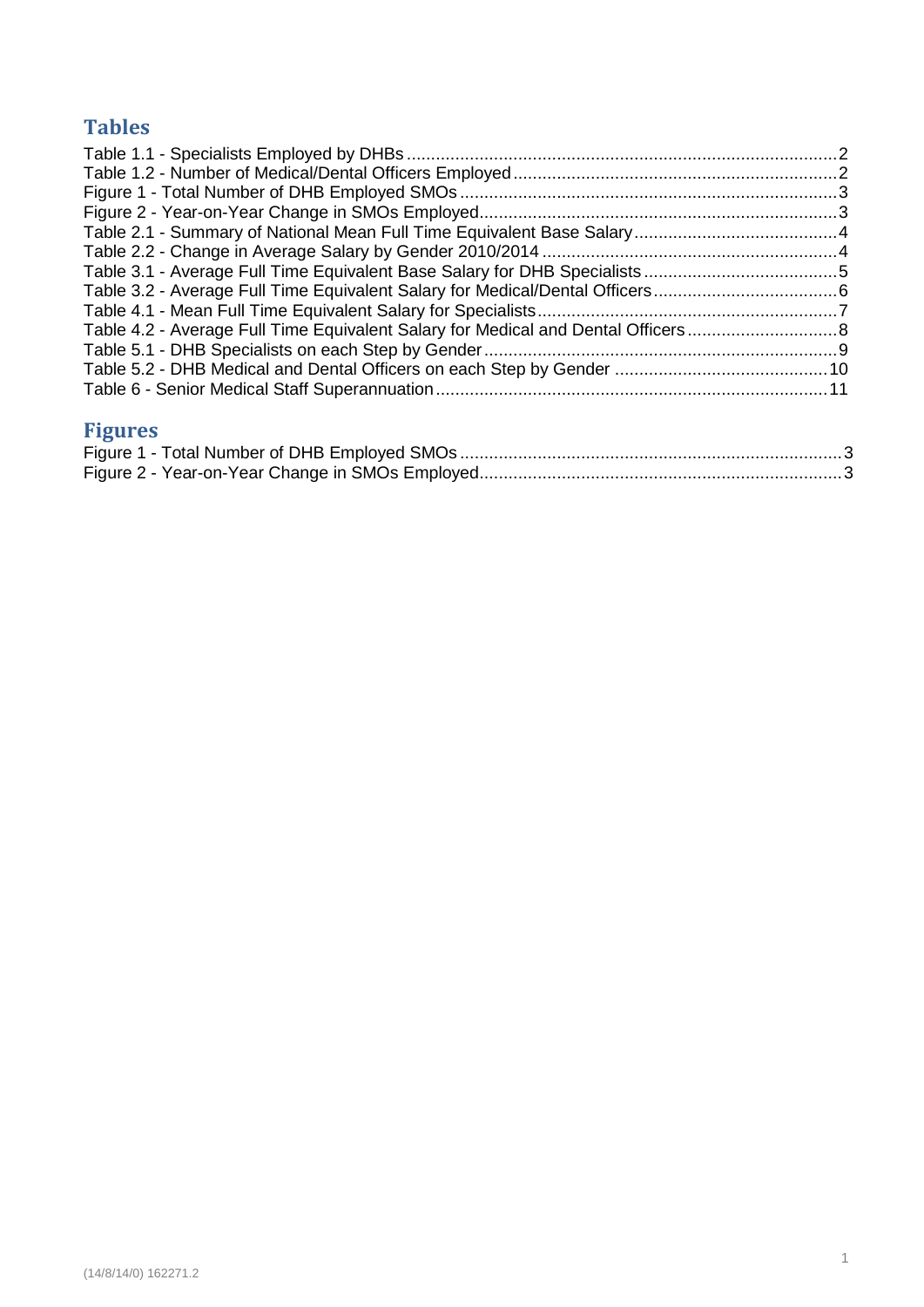## Tables

Table 1.1 - Specialists Employed by DHBs .......................................................................................... 2
Table 1.2 - Number of Medical/Dental Officers Employed ..................................................................... 2
Figure 1 - Total Number of DHB Employed SMOs .................................................................................. 3
Figure 2 - Year-on-Year Change in SMOs Employed .............................................................................. 3
Table 2.1 - Summary of National Mean Full Time Equivalent Base Salary .............................................. 4
Table 2.2 - Change in Average Salary by Gender 2010/2014 ................................................................... 4
Table 3.1 - Average Full Time Equivalent Base Salary for DHB Specialists ............................................. 5
Table 3.2 - Average Full Time Equivalent Salary for Medical/Dental Officers ......................................... 6
Table 4.1 - Mean Full Time Equivalent Salary for Specialists ................................................................... 7
Table 4.2 - Average Full Time Equivalent Salary for Medical and Dental Officers ................................. 8
Table 5.1 - DHB Specialists on each Step by Gender ................................................................................ 9
Table 5.2 - DHB Medical and Dental Officers on each Step by Gender ................................................. 10
Table 6 - Senior Medical Staff Superannuation ....................................................................................... 11

## Figures

Figure 1 - Total Number of DHB Employed SMOs .................................................................................. 3
Figure 2 - Year-on-Year Change in SMOs Employed .............................................................................. 3

(14/8/14/0) 162271.2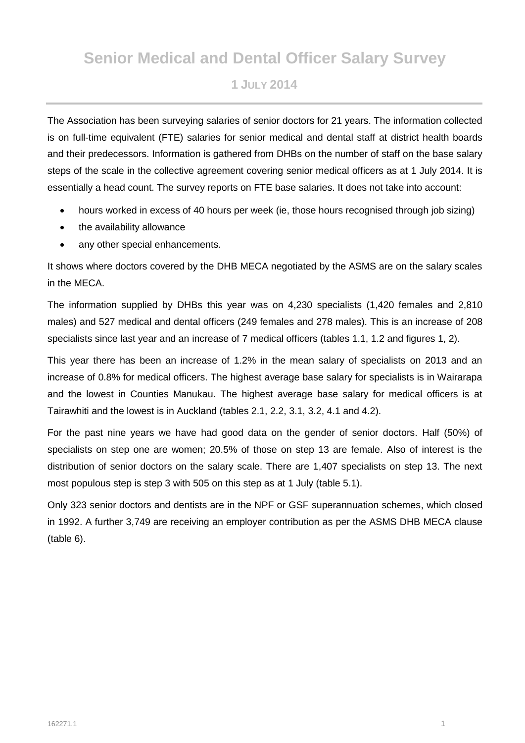# Senior Medical and Dental Officer Salary Survey

## 1 July 2014

The Association has been surveying salaries of senior doctors for 21 years. The information collected is on full-time equivalent (FTE) salaries for senior medical and dental staff at district health boards and their predecessors. Information is gathered from DHBs on the number of staff on the base salary steps of the scale in the collective agreement covering senior medical officers as at 1 July 2014. It is essentially a head count. The survey reports on FTE base salaries. It does not take into account:

- hours worked in excess of 40 hours per week (ie, those hours recognised through job sizing)
- the availability allowance
- any other special enhancements.

It shows where doctors covered by the DHB MECA negotiated by the ASMS are on the salary scales in the MECA.

The information supplied by DHBs this year was on 4,230 specialists (1,420 females and 2,810 males) and 527 medical and dental officers (249 females and 278 males). This is an increase of 208 specialists since last year and an increase of 7 medical officers (tables 1.1, 1.2 and figures 1, 2).

This year there has been an increase of 1.2% in the mean salary of specialists on 2013 and an increase of 0.8% for medical officers. The highest average base salary for specialists is in Wairarapa and the lowest in Counties Manukau. The highest average base salary for medical officers is at Tairawhiti and the lowest is in Auckland (tables 2.1, 2.2, 3.1, 3.2, 4.1 and 4.2).

For the past nine years we have had good data on the gender of senior doctors. Half (50%) of specialists on step one are women; 20.5% of those on step 13 are female. Also of interest is the distribution of senior doctors on the salary scale. There are 1,407 specialists on step 13. The next most populous step is step 3 with 505 on this step as at 1 July (table 5.1).

Only 323 senior doctors and dentists are in the NPF or GSF superannuation schemes, which closed in 1992. A further 3,749 are receiving an employer contribution as per the ASMS DHB MECA clause (table 6).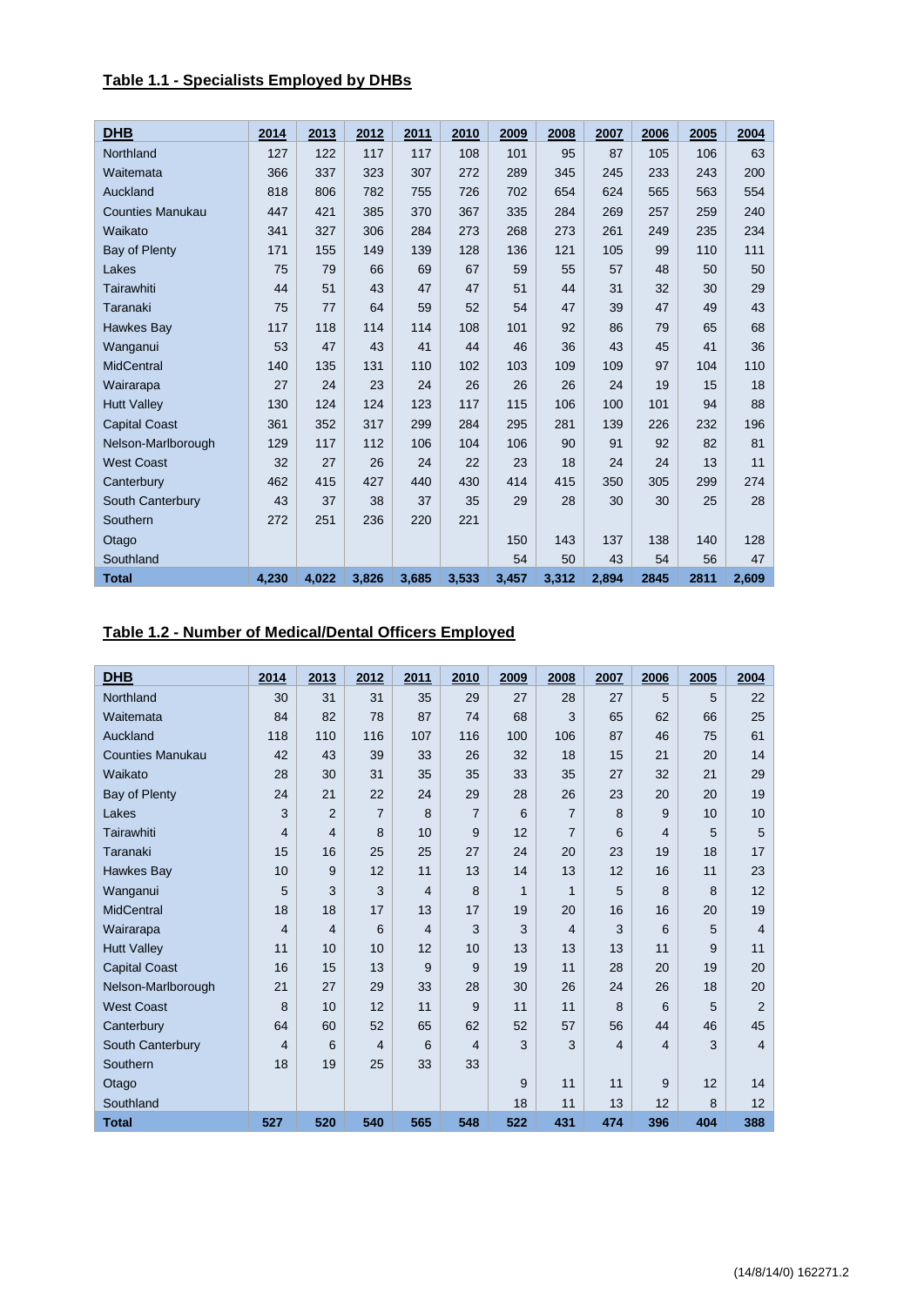## Table 1.1 - Specialists Employed by DHBs

| DHB | 2014 | 2013 | 2012 | 2011 | 2010 | 2009 | 2008 | 2007 | 2006 | 2005 | 2004 |
|---|---|---|---|---|---|---|---|---|---|---|---|
| Northland | 127 | 122 | 117 | 117 | 108 | 101 | 95 | 87 | 105 | 106 | 63 |
| Waitemata | 366 | 337 | 323 | 307 | 272 | 289 | 345 | 245 | 233 | 243 | 200 |
| Auckland | 818 | 806 | 782 | 755 | 726 | 702 | 654 | 624 | 565 | 563 | 554 |
| Counties Manukau | 447 | 421 | 385 | 370 | 367 | 335 | 284 | 269 | 257 | 259 | 240 |
| Waikato | 341 | 327 | 306 | 284 | 273 | 268 | 273 | 261 | 249 | 235 | 234 |
| Bay of Plenty | 171 | 155 | 149 | 139 | 128 | 136 | 121 | 105 | 99 | 110 | 111 |
| Lakes | 75 | 79 | 66 | 69 | 67 | 59 | 55 | 57 | 48 | 50 | 50 |
| Tairawhiti | 44 | 51 | 43 | 47 | 47 | 51 | 44 | 31 | 32 | 30 | 29 |
| Taranaki | 75 | 77 | 64 | 59 | 52 | 54 | 47 | 39 | 47 | 49 | 43 |
| Hawkes Bay | 117 | 118 | 114 | 114 | 108 | 101 | 92 | 86 | 79 | 65 | 68 |
| Wanganui | 53 | 47 | 43 | 41 | 44 | 46 | 36 | 43 | 45 | 41 | 36 |
| MidCentral | 140 | 135 | 131 | 110 | 102 | 103 | 109 | 109 | 97 | 104 | 110 |
| Wairarapa | 27 | 24 | 23 | 24 | 26 | 26 | 26 | 24 | 19 | 15 | 18 |
| Hutt Valley | 130 | 124 | 124 | 123 | 117 | 115 | 106 | 100 | 101 | 94 | 88 |
| Capital Coast | 361 | 352 | 317 | 299 | 284 | 295 | 281 | 139 | 226 | 232 | 196 |
| Nelson-Marlborough | 129 | 117 | 112 | 106 | 104 | 106 | 90 | 91 | 92 | 82 | 81 |
| West Coast | 32 | 27 | 26 | 24 | 22 | 23 | 18 | 24 | 24 | 13 | 11 |
| Canterbury | 462 | 415 | 427 | 440 | 430 | 414 | 415 | 350 | 305 | 299 | 274 |
| South Canterbury | 43 | 37 | 38 | 37 | 35 | 29 | 28 | 30 | 30 | 25 | 28 |
| Southern | 272 | 251 | 236 | 220 | 221 | | | | | | |
| Otago | | | | | | 150 | 143 | 137 | 138 | 140 | 128 |
| Southland | | | | | | 54 | 50 | 43 | 54 | 56 | 47 |
| **Total** | **4,230** | **4,022** | **3,826** | **3,685** | **3,533** | **3,457** | **3,312** | **2,894** | **2845** | **2811** | **2,609** |

## Table 1.2 - Number of Medical/Dental Officers Employed

| DHB | 2014 | 2013 | 2012 | 2011 | 2010 | 2009 | 2008 | 2007 | 2006 | 2005 | 2004 |
|---|---|---|---|---|---|---|---|---|---|---|---|
| Northland | 30 | 31 | 31 | 35 | 29 | 27 | 28 | 27 | 5 | 5 | 22 |
| Waitemata | 84 | 82 | 78 | 87 | 74 | 68 | 3 | 65 | 62 | 66 | 25 |
| Auckland | 118 | 110 | 116 | 107 | 116 | 100 | 106 | 87 | 46 | 75 | 61 |
| Counties Manukau | 42 | 43 | 39 | 33 | 26 | 32 | 18 | 15 | 21 | 20 | 14 |
| Waikato | 28 | 30 | 31 | 35 | 35 | 33 | 35 | 27 | 32 | 21 | 29 |
| Bay of Plenty | 24 | 21 | 22 | 24 | 29 | 28 | 26 | 23 | 20 | 20 | 19 |
| Lakes | 3 | 2 | 7 | 8 | 7 | 6 | 7 | 8 | 9 | 10 | 10 |
| Tairawhiti | 4 | 4 | 8 | 10 | 9 | 12 | 7 | 6 | 4 | 5 | 5 |
| Taranaki | 15 | 16 | 25 | 25 | 27 | 24 | 20 | 23 | 19 | 18 | 17 |
| Hawkes Bay | 10 | 9 | 12 | 11 | 13 | 14 | 13 | 12 | 16 | 11 | 23 |
| Wanganui | 5 | 3 | 3 | 4 | 8 | 1 | 1 | 5 | 8 | 8 | 12 |
| MidCentral | 18 | 18 | 17 | 13 | 17 | 19 | 20 | 16 | 16 | 20 | 19 |
| Wairarapa | 4 | 4 | 6 | 4 | 3 | 3 | 4 | 3 | 6 | 5 | 4 |
| Hutt Valley | 11 | 10 | 10 | 12 | 10 | 13 | 13 | 13 | 11 | 9 | 11 |
| Capital Coast | 16 | 15 | 13 | 9 | 9 | 19 | 11 | 28 | 20 | 19 | 20 |
| Nelson-Marlborough | 21 | 27 | 29 | 33 | 28 | 30 | 26 | 24 | 26 | 18 | 20 |
| West Coast | 8 | 10 | 12 | 11 | 9 | 11 | 11 | 8 | 6 | 5 | 2 |
| Canterbury | 64 | 60 | 52 | 65 | 62 | 52 | 57 | 56 | 44 | 46 | 45 |
| South Canterbury | 4 | 6 | 4 | 6 | 4 | 3 | 3 | 4 | 4 | 3 | 4 |
| Southern | 18 | 19 | 25 | 33 | 33 | | | | | | |
| Otago | | | | | | 9 | 11 | 11 | 9 | 12 | 14 |
| Southland | | | | | | 18 | 11 | 13 | 12 | 8 | 12 |
| **Total** | **527** | **520** | **540** | **565** | **548** | **522** | **431** | **474** | **396** | **404** | **388** |

(14/8/14/0) 162271.2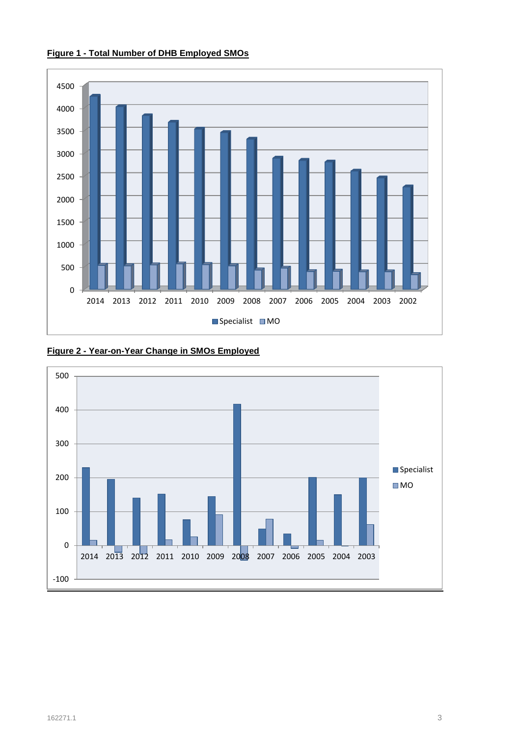**Figure 1 - Total Number of DHB Employed SMOs**

**Figure 2 - Year-on-Year Change in SMOs Employed**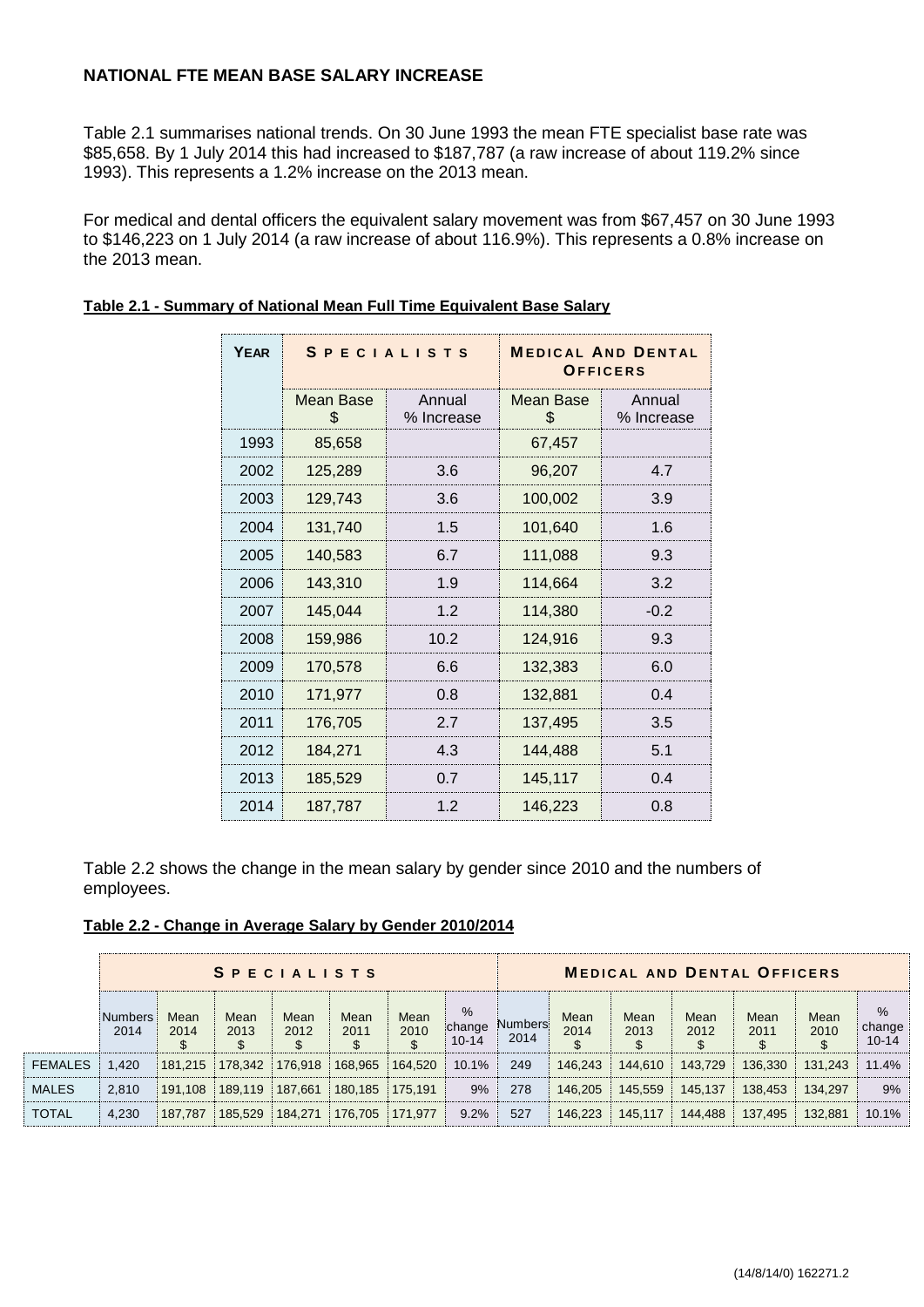**NATIONAL FTE MEAN BASE SALARY INCREASE**

Table 2.1 summarises national trends. On 30 June 1993 the mean FTE specialist base rate was $85,658. By 1 July 2014 this had increased to $187,787 (a raw increase of about 119.2% since 1993). This represents a 1.2% increase on the 2013 mean.

For medical and dental officers the equivalent salary movement was from $67,457 on 30 June 1993 to $146,223 on 1 July 2014 (a raw increase of about 116.9%). This represents a 0.8% increase on the 2013 mean.

**Table 2.1 - Summary of National Mean Full Time Equivalent Base Salary**

| YEAR | SPECIALISTS | | MEDICAL AND DENTAL OFFICERS | |
|---|---|---|---|---|
| | Mean Base $ | Annual % Increase | Mean Base $ | Annual % Increase |
| 1993 | 85,658 | | 67,457 | |
| 2002 | 125,289 | 3.6 | 96,207 | 4.7 |
| 2003 | 129,743 | 3.6 | 100,002 | 3.9 |
| 2004 | 131,740 | 1.5 | 101,640 | 1.6 |
| 2005 | 140,583 | 6.7 | 111,088 | 9.3 |
| 2006 | 143,310 | 1.9 | 114,664 | 3.2 |
| 2007 | 145,044 | 1.2 | 114,380 | -0.2 |
| 2008 | 159,986 | 10.2 | 124,916 | 9.3 |
| 2009 | 170,578 | 6.6 | 132,383 | 6.0 |
| 2010 | 171,977 | 0.8 | 132,881 | 0.4 |
| 2011 | 176,705 | 2.7 | 137,495 | 3.5 |
| 2012 | 184,271 | 4.3 | 144,488 | 5.1 |
| 2013 | 185,529 | 0.7 | 145,117 | 0.4 |
| 2014 | 187,787 | 1.2 | 146,223 | 0.8 |

Table 2.2 shows the change in the mean salary by gender since 2010 and the numbers of employees.

**Table 2.2 - Change in Average Salary by Gender 2010/2014**

| | SPECIALISTS | | | | | | | MEDICAL AND DENTAL OFFICERS | | | | | | |
|---|---|---|---|---|---|---|---|---|---|---|---|---|---|---|
| | Numbers 2014 | Mean 2014 $ | Mean 2013 $ | Mean 2012 $ | Mean 2011 $ | Mean 2010 $ | % change 10-14 | Numbers 2014 | Mean 2014 $ | Mean 2013 $ | Mean 2012 $ | Mean 2011 $ | Mean 2010 $ | % change 10-14 |
| FEMALES | 1,420 | 181,215 | 178,342 | 176,918 | 168,965 | 164,520 | 10.1% | 249 | 146,243 | 144,610 | 143,729 | 136,330 | 131,243 | 11.4% |
| MALES | 2,810 | 191,108 | 189,119 | 187,661 | 180,185 | 175,191 | 9% | 278 | 146,205 | 145,559 | 145,137 | 138,453 | 134,297 | 9% |
| TOTAL | 4,230 | 187,787 | 185,529 | 184,271 | 176,705 | 171,977 | 9.2% | 527 | 146,223 | 145,117 | 144,488 | 137,495 | 132,881 | 10.1% |

(14/8/14/0) 162271.2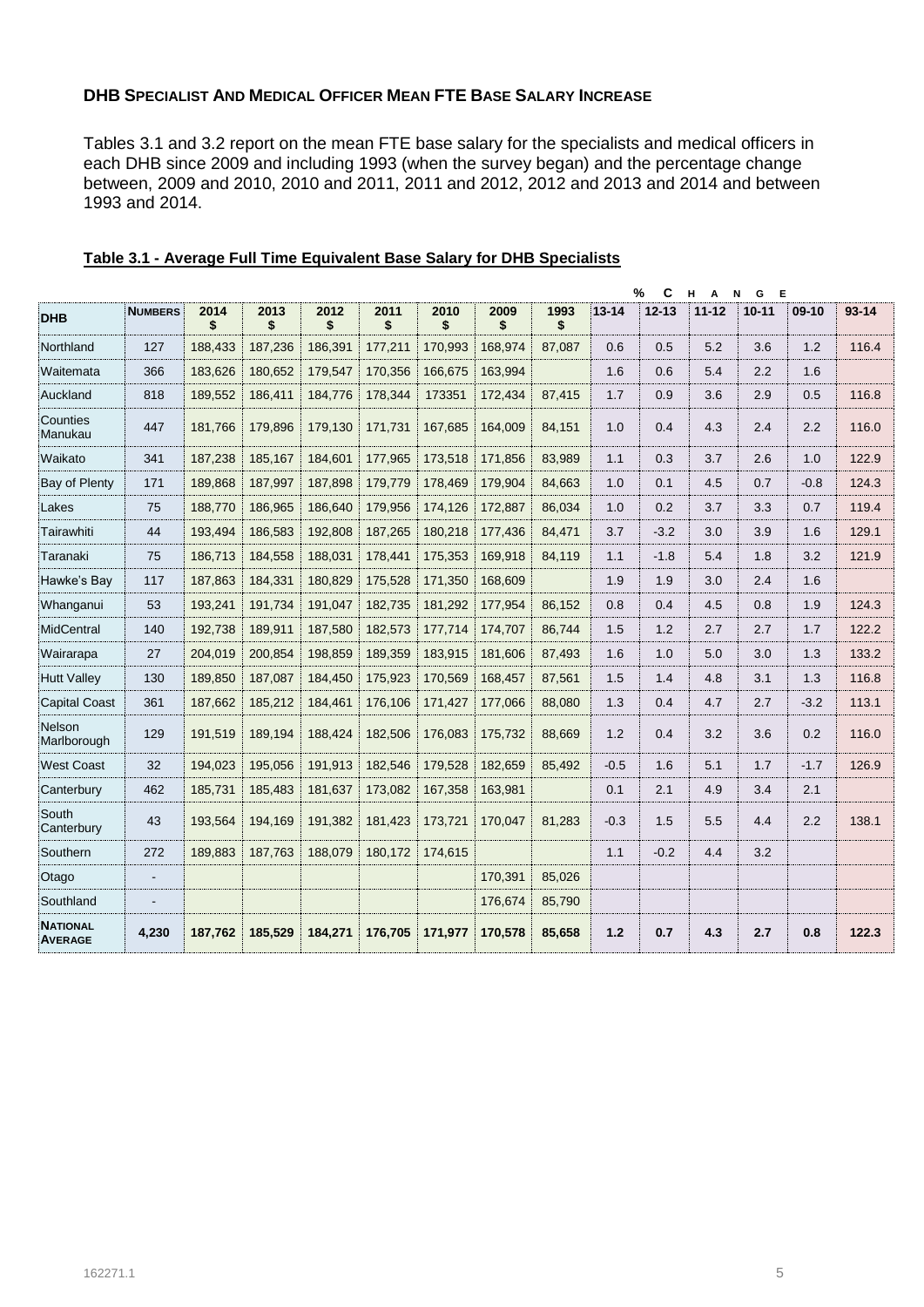**DHB SPECIALIST AND MEDICAL OFFICER MEAN FTE BASE SALARY INCREASE**

Tables 3.1 and 3.2 report on the mean FTE base salary for the specialists and medical officers in each DHB since 2009 and including 1993 (when the survey began) and the percentage change between, 2009 and 2010, 2010 and 2011, 2011 and 2012, 2012 and 2013 and 2014 and between 1993 and 2014.

**Table 3.1 - Average Full Time Equivalent Base Salary for DHB Specialists**

| | | | | | | | | | % Change | | | | | |
|---|---|---|---|---|---|---|---|---|---|---|---|---|---|---|
| **DHB** | **NUMBERS** | **2014 $** | **2013 $** | **2012 $** | **2011 $** | **2010 $** | **2009 $** | **1993 $** | **13-14** | **12-13** | **11-12** | **10-11** | **09-10** | **93-14** |
| Northland | 127 | 188,433 | 187,236 | 186,391 | 177,211 | 170,993 | 168,974 | 87,087 | 0.6 | 0.5 | 5.2 | 3.6 | 1.2 | 116.4 |
| Waitemata | 366 | 183,626 | 180,652 | 179,547 | 170,356 | 166,675 | 163,994 | | 1.6 | 0.6 | 5.4 | 2.2 | 1.6 | |
| Auckland | 818 | 189,552 | 186,411 | 184,776 | 178,344 | 173351 | 172,434 | 87,415 | 1.7 | 0.9 | 3.6 | 2.9 | 0.5 | 116.8 |
| Counties Manukau | 447 | 181,766 | 179,896 | 179,130 | 171,731 | 167,685 | 164,009 | 84,151 | 1.0 | 0.4 | 4.3 | 2.4 | 2.2 | 116.0 |
| Waikato | 341 | 187,238 | 185,167 | 184,601 | 177,965 | 173,518 | 171,856 | 83,989 | 1.1 | 0.3 | 3.7 | 2.6 | 1.0 | 122.9 |
| Bay of Plenty | 171 | 189,868 | 187,997 | 187,898 | 179,779 | 178,469 | 179,904 | 84,663 | 1.0 | 0.1 | 4.5 | 0.7 | -0.8 | 124.3 |
| Lakes | 75 | 188,770 | 186,965 | 186,640 | 179,956 | 174,126 | 172,887 | 86,034 | 1.0 | 0.2 | 3.7 | 3.3 | 0.7 | 119.4 |
| Tairawhiti | 44 | 193,494 | 186,583 | 192,808 | 187,265 | 180,218 | 177,436 | 84,471 | 3.7 | -3.2 | 3.0 | 3.9 | 1.6 | 129.1 |
| Taranaki | 75 | 186,713 | 184,558 | 188,031 | 178,441 | 175,353 | 169,918 | 84,119 | 1.1 | -1.8 | 5.4 | 1.8 | 3.2 | 121.9 |
| Hawke's Bay | 117 | 187,863 | 184,331 | 180,829 | 175,528 | 171,350 | 168,609 | | 1.9 | 1.9 | 3.0 | 2.4 | 1.6 | |
| Whanganui | 53 | 193,241 | 191,734 | 191,047 | 182,735 | 181,292 | 177,954 | 86,152 | 0.8 | 0.4 | 4.5 | 0.8 | 1.9 | 124.3 |
| MidCentral | 140 | 192,738 | 189,911 | 187,580 | 182,573 | 177,714 | 174,707 | 86,744 | 1.5 | 1.2 | 2.7 | 2.7 | 1.7 | 122.2 |
| Wairarapa | 27 | 204,019 | 200,854 | 198,859 | 189,359 | 183,915 | 181,606 | 87,493 | 1.6 | 1.0 | 5.0 | 3.0 | 1.3 | 133.2 |
| Hutt Valley | 130 | 189,850 | 187,087 | 184,450 | 175,923 | 170,569 | 168,457 | 87,561 | 1.5 | 1.4 | 4.8 | 3.1 | 1.3 | 116.8 |
| Capital Coast | 361 | 187,662 | 185,212 | 184,461 | 176,106 | 171,427 | 177,066 | 88,080 | 1.3 | 0.4 | 4.7 | 2.7 | -3.2 | 113.1 |
| Nelson Marlborough | 129 | 191,519 | 189,194 | 188,424 | 182,506 | 176,083 | 175,732 | 88,669 | 1.2 | 0.4 | 3.2 | 3.6 | 0.2 | 116.0 |
| West Coast | 32 | 194,023 | 195,056 | 191,913 | 182,546 | 179,528 | 182,659 | 85,492 | -0.5 | 1.6 | 5.1 | 1.7 | -1.7 | 126.9 |
| Canterbury | 462 | 185,731 | 185,483 | 181,637 | 173,082 | 167,358 | 163,981 | | 0.1 | 2.1 | 4.9 | 3.4 | 2.1 | |
| South Canterbury | 43 | 193,564 | 194,169 | 191,382 | 181,423 | 173,721 | 170,047 | 81,283 | -0.3 | 1.5 | 5.5 | 4.4 | 2.2 | 138.1 |
| Southern | 272 | 189,883 | 187,763 | 188,079 | 180,172 | 174,615 | | | 1.1 | -0.2 | 4.4 | 3.2 | | |
| Otago | - | | | | | | 170,391 | 85,026 | | | | | | |
| Southland | - | | | | | | 176,674 | 85,790 | | | | | | |
| **NATIONAL AVERAGE** | **4,230** | **187,762** | **185,529** | **184,271** | **176,705** | **171,977** | **170,578** | **85,658** | **1.2** | **0.7** | **4.3** | **2.7** | **0.8** | **122.3** |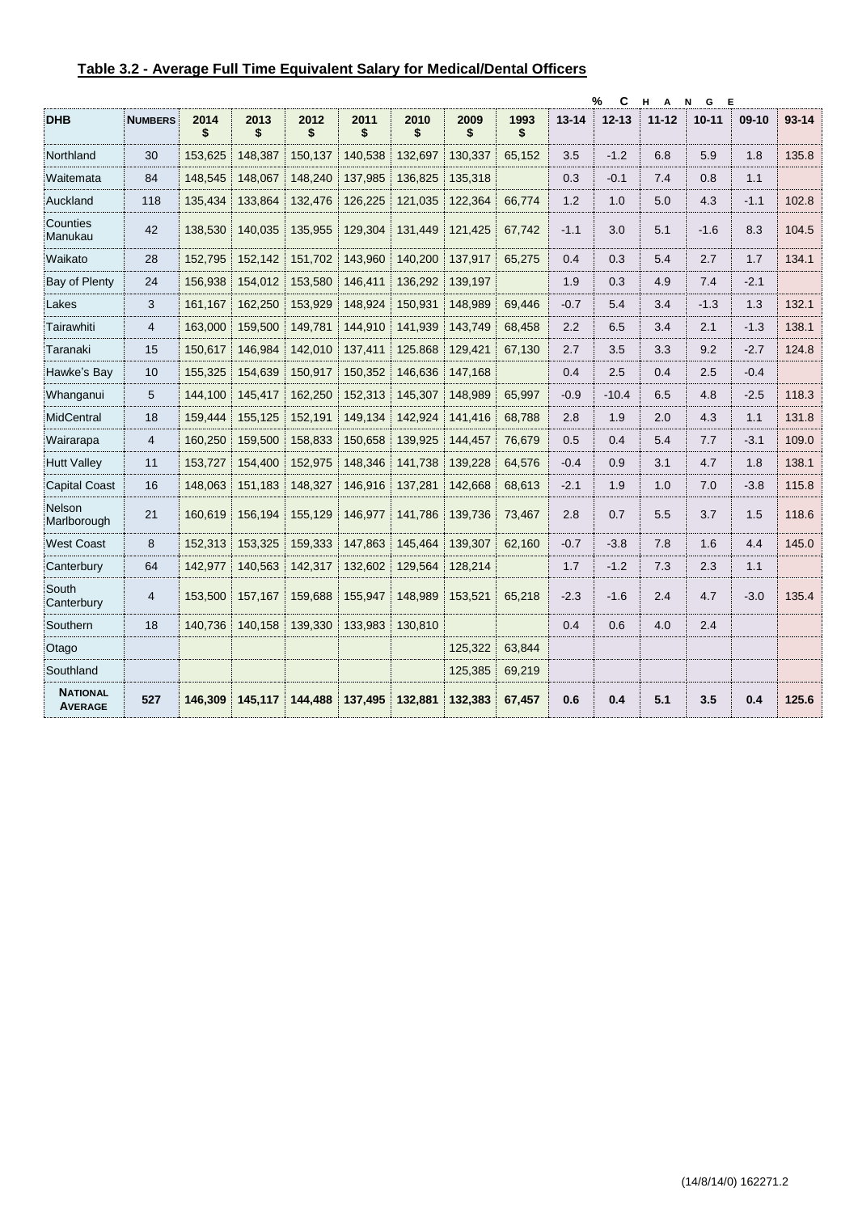## Table 3.2 - Average Full Time Equivalent Salary for Medical/Dental Officers

| DHB | Numbers | 2014 $ | 2013 $ | 2012 $ | 2011 $ | 2010 $ | 2009 $ | 1993 $ | % Change 13-14 | 12-13 | 11-12 | 10-11 | 09-10 | 93-14 |
|---|---|---|---|---|---|---|---|---|---|---|---|---|---|---|
| Northland | 30 | 153,625 | 148,387 | 150,137 | 140,538 | 132,697 | 130,337 | 65,152 | 3.5 | -1.2 | 6.8 | 5.9 | 1.8 | 135.8 |
| Waitemata | 84 | 148,545 | 148,067 | 148,240 | 137,985 | 136,825 | 135,318 | | 0.3 | -0.1 | 7.4 | 0.8 | 1.1 | |
| Auckland | 118 | 135,434 | 133,864 | 132,476 | 126,225 | 121,035 | 122,364 | 66,774 | 1.2 | 1.0 | 5.0 | 4.3 | -1.1 | 102.8 |
| Counties Manukau | 42 | 138,530 | 140,035 | 135,955 | 129,304 | 131,449 | 121,425 | 67,742 | -1.1 | 3.0 | 5.1 | -1.6 | 8.3 | 104.5 |
| Waikato | 28 | 152,795 | 152,142 | 151,702 | 143,960 | 140,200 | 137,917 | 65,275 | 0.4 | 0.3 | 5.4 | 2.7 | 1.7 | 134.1 |
| Bay of Plenty | 24 | 156,938 | 154,012 | 153,580 | 146,411 | 136,292 | 139,197 | | 1.9 | 0.3 | 4.9 | 7.4 | -2.1 | |
| Lakes | 3 | 161,167 | 162,250 | 153,929 | 148,924 | 150,931 | 148,989 | 69,446 | -0.7 | 5.4 | 3.4 | -1.3 | 1.3 | 132.1 |
| Tairawhiti | 4 | 163,000 | 159,500 | 149,781 | 144,910 | 141,939 | 143,749 | 68,458 | 2.2 | 6.5 | 3.4 | 2.1 | -1.3 | 138.1 |
| Taranaki | 15 | 150,617 | 146,984 | 142,010 | 137,411 | 125.868 | 129,421 | 67,130 | 2.7 | 3.5 | 3.3 | 9.2 | -2.7 | 124.8 |
| Hawke's Bay | 10 | 155,325 | 154,639 | 150,917 | 150,352 | 146,636 | 147,168 | | 0.4 | 2.5 | 0.4 | 2.5 | -0.4 | |
| Whanganui | 5 | 144,100 | 145,417 | 162,250 | 152,313 | 145,307 | 148,989 | 65,997 | -0.9 | -10.4 | 6.5 | 4.8 | -2.5 | 118.3 |
| MidCentral | 18 | 159,444 | 155,125 | 152,191 | 149,134 | 142,924 | 141,416 | 68,788 | 2.8 | 1.9 | 2.0 | 4.3 | 1.1 | 131.8 |
| Wairarapa | 4 | 160,250 | 159,500 | 158,833 | 150,658 | 139,925 | 144,457 | 76,679 | 0.5 | 0.4 | 5.4 | 7.7 | -3.1 | 109.0 |
| Hutt Valley | 11 | 153,727 | 154,400 | 152,975 | 148,346 | 141,738 | 139,228 | 64,576 | -0.4 | 0.9 | 3.1 | 4.7 | 1.8 | 138.1 |
| Capital Coast | 16 | 148,063 | 151,183 | 148,327 | 146,916 | 137,281 | 142,668 | 68,613 | -2.1 | 1.9 | 1.0 | 7.0 | -3.8 | 115.8 |
| Nelson Marlborough | 21 | 160,619 | 156,194 | 155,129 | 146,977 | 141,786 | 139,736 | 73,467 | 2.8 | 0.7 | 5.5 | 3.7 | 1.5 | 118.6 |
| West Coast | 8 | 152,313 | 153,325 | 159,333 | 147,863 | 145,464 | 139,307 | 62,160 | -0.7 | -3.8 | 7.8 | 1.6 | 4.4 | 145.0 |
| Canterbury | 64 | 142,977 | 140,563 | 142,317 | 132,602 | 129,564 | 128,214 | | 1.7 | -1.2 | 7.3 | 2.3 | 1.1 | |
| South Canterbury | 4 | 153,500 | 157,167 | 159,688 | 155,947 | 148,989 | 153,521 | 65,218 | -2.3 | -1.6 | 2.4 | 4.7 | -3.0 | 135.4 |
| Southern | 18 | 140,736 | 140,158 | 139,330 | 133,983 | 130,810 | | | 0.4 | 0.6 | 4.0 | 2.4 | | |
| Otago | | | | | | | 125,322 | 63,844 | | | | | | |
| Southland | | | | | | | 125,385 | 69,219 | | | | | | |
| **National Average** | **527** | **146,309** | **145,117** | **144,488** | **137,495** | **132,881** | **132,383** | **67,457** | **0.6** | **0.4** | **5.1** | **3.5** | **0.4** | **125.6** |

(14/8/14/0) 162271.2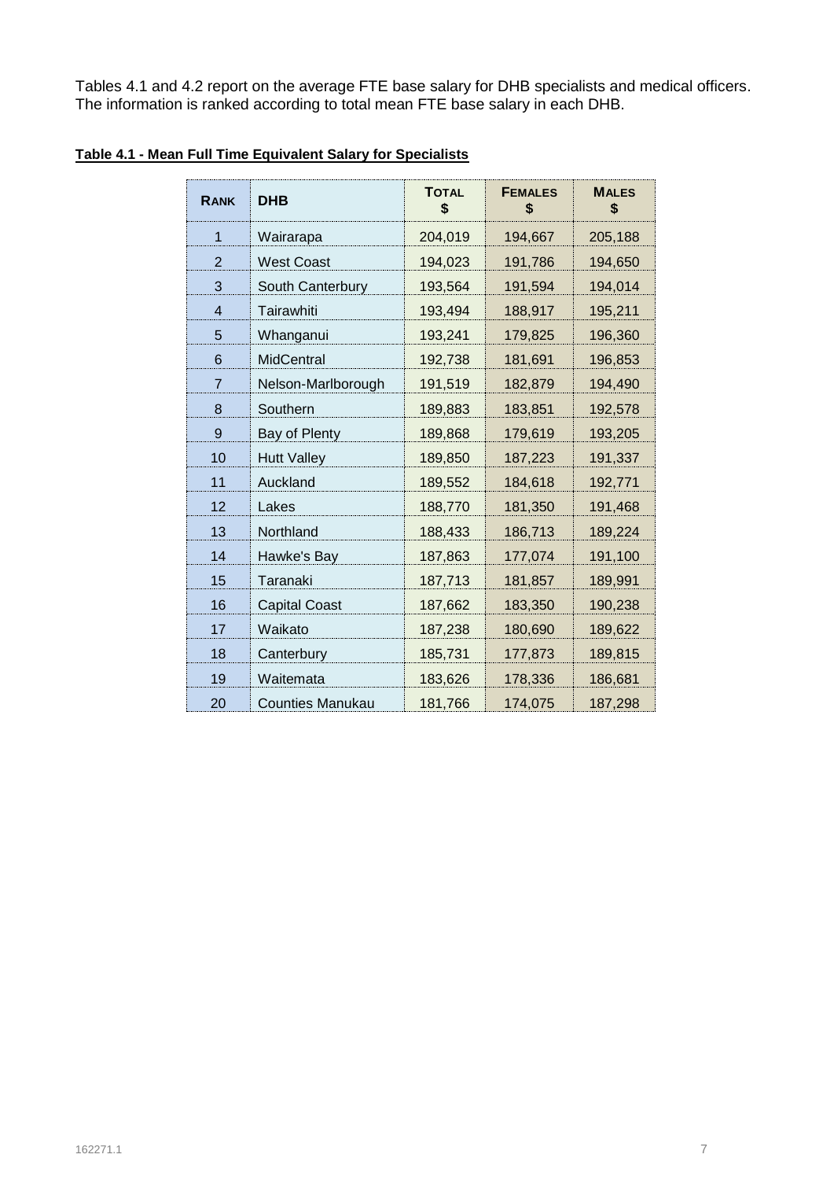Tables 4.1 and 4.2 report on the average FTE base salary for DHB specialists and medical officers. The information is ranked according to total mean FTE base salary in each DHB.

**Table 4.1 - Mean Full Time Equivalent Salary for Specialists**

| RANK | DHB | TOTAL $ | FEMALES $ | MALES $ |
|---|---|---|---|---|
| 1 | Wairarapa | 204,019 | 194,667 | 205,188 |
| 2 | West Coast | 194,023 | 191,786 | 194,650 |
| 3 | South Canterbury | 193,564 | 191,594 | 194,014 |
| 4 | Tairawhiti | 193,494 | 188,917 | 195,211 |
| 5 | Whanganui | 193,241 | 179,825 | 196,360 |
| 6 | MidCentral | 192,738 | 181,691 | 196,853 |
| 7 | Nelson-Marlborough | 191,519 | 182,879 | 194,490 |
| 8 | Southern | 189,883 | 183,851 | 192,578 |
| 9 | Bay of Plenty | 189,868 | 179,619 | 193,205 |
| 10 | Hutt Valley | 189,850 | 187,223 | 191,337 |
| 11 | Auckland | 189,552 | 184,618 | 192,771 |
| 12 | Lakes | 188,770 | 181,350 | 191,468 |
| 13 | Northland | 188,433 | 186,713 | 189,224 |
| 14 | Hawke's Bay | 187,863 | 177,074 | 191,100 |
| 15 | Taranaki | 187,713 | 181,857 | 189,991 |
| 16 | Capital Coast | 187,662 | 183,350 | 190,238 |
| 17 | Waikato | 187,238 | 180,690 | 189,622 |
| 18 | Canterbury | 185,731 | 177,873 | 189,815 |
| 19 | Waitemata | 183,626 | 178,336 | 186,681 |
| 20 | Counties Manukau | 181,766 | 174,075 | 187,298 |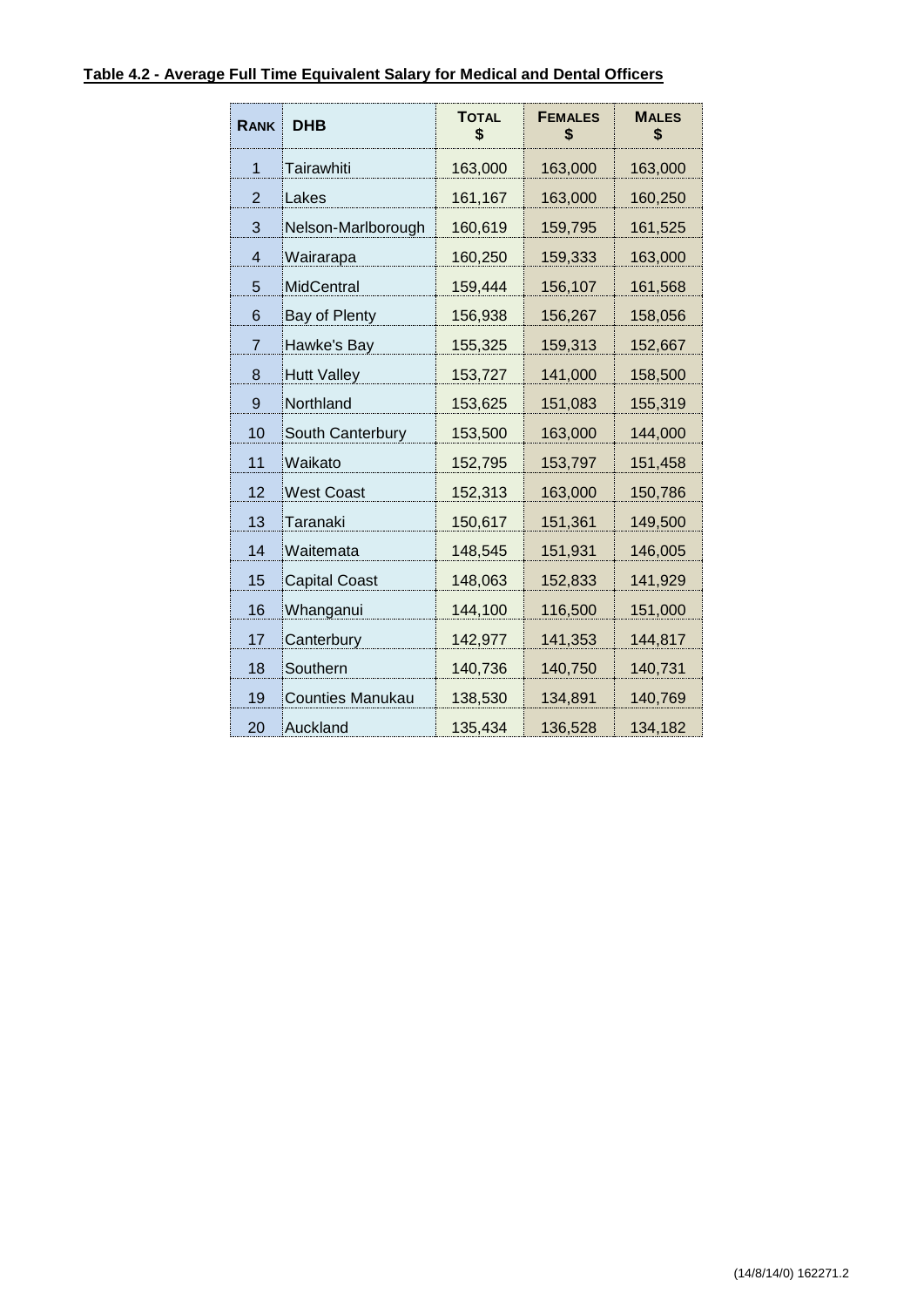**Table 4.2 - Average Full Time Equivalent Salary for Medical and Dental Officers**

| Rank | DHB | Total $ | Females $ | Males $ |
|---|---|---|---|---|
| 1 | Tairawhiti | 163,000 | 163,000 | 163,000 |
| 2 | Lakes | 161,167 | 163,000 | 160,250 |
| 3 | Nelson-Marlborough | 160,619 | 159,795 | 161,525 |
| 4 | Wairarapa | 160,250 | 159,333 | 163,000 |
| 5 | MidCentral | 159,444 | 156,107 | 161,568 |
| 6 | Bay of Plenty | 156,938 | 156,267 | 158,056 |
| 7 | Hawke's Bay | 155,325 | 159,313 | 152,667 |
| 8 | Hutt Valley | 153,727 | 141,000 | 158,500 |
| 9 | Northland | 153,625 | 151,083 | 155,319 |
| 10 | South Canterbury | 153,500 | 163,000 | 144,000 |
| 11 | Waikato | 152,795 | 153,797 | 151,458 |
| 12 | West Coast | 152,313 | 163,000 | 150,786 |
| 13 | Taranaki | 150,617 | 151,361 | 149,500 |
| 14 | Waitemata | 148,545 | 151,931 | 146,005 |
| 15 | Capital Coast | 148,063 | 152,833 | 141,929 |
| 16 | Whanganui | 144,100 | 116,500 | 151,000 |
| 17 | Canterbury | 142,977 | 141,353 | 144,817 |
| 18 | Southern | 140,736 | 140,750 | 140,731 |
| 19 | Counties Manukau | 138,530 | 134,891 | 140,769 |
| 20 | Auckland | 135,434 | 136,528 | 134,182 |

(14/8/14/0) 162271.2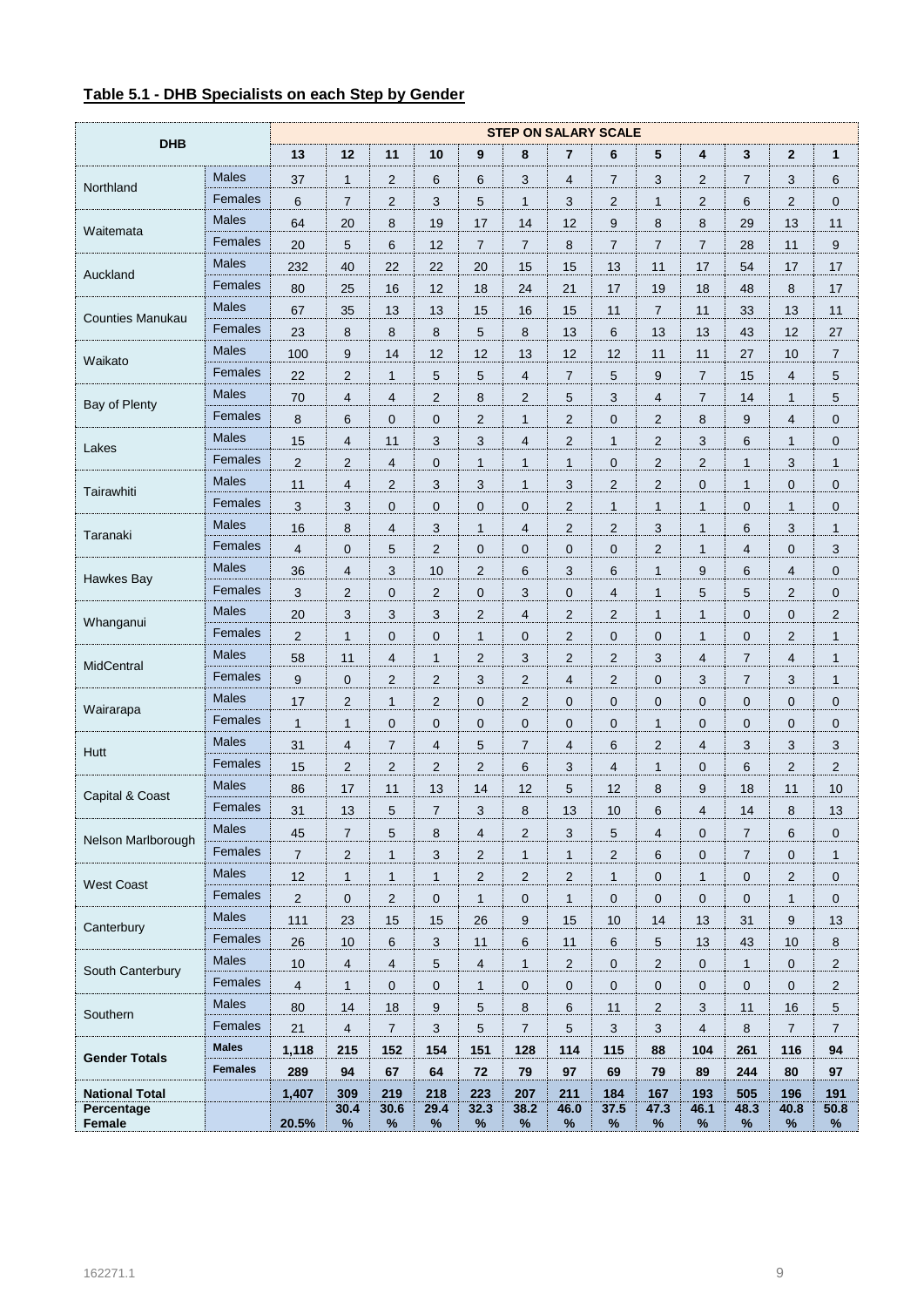**Table 5.1 - DHB Specialists on each Step by Gender**

| DHB | | STEP ON SALARY SCALE | | | | | | | | | | | | |
|---|---|---|---|---|---|---|---|---|---|---|---|---|---|---|
| | | 13 | 12 | 11 | 10 | 9 | 8 | 7 | 6 | 5 | 4 | 3 | 2 | 1 |
| Northland | Males | 37 | 1 | 2 | 6 | 6 | 3 | 4 | 7 | 3 | 2 | 7 | 3 | 6 |
| | Females | 6 | 7 | 2 | 3 | 5 | 1 | 3 | 2 | 1 | 2 | 6 | 2 | 0 |
| Waitemata | Males | 64 | 20 | 8 | 19 | 17 | 14 | 12 | 9 | 8 | 8 | 29 | 13 | 11 |
| | Females | 20 | 5 | 6 | 12 | 7 | 7 | 8 | 7 | 7 | 7 | 28 | 11 | 9 |
| Auckland | Males | 232 | 40 | 22 | 22 | 20 | 15 | 15 | 13 | 11 | 17 | 54 | 17 | 17 |
| | Females | 80 | 25 | 16 | 12 | 18 | 24 | 21 | 17 | 19 | 18 | 48 | 8 | 17 |
| Counties Manukau | Males | 67 | 35 | 13 | 13 | 15 | 16 | 15 | 11 | 7 | 11 | 33 | 13 | 11 |
| | Females | 23 | 8 | 8 | 8 | 5 | 8 | 13 | 6 | 13 | 13 | 43 | 12 | 27 |
| Waikato | Males | 100 | 9 | 14 | 12 | 12 | 13 | 12 | 12 | 11 | 11 | 27 | 10 | 7 |
| | Females | 22 | 2 | 1 | 5 | 5 | 4 | 7 | 5 | 9 | 7 | 15 | 4 | 5 |
| Bay of Plenty | Males | 70 | 4 | 4 | 2 | 8 | 2 | 5 | 3 | 4 | 7 | 14 | 1 | 5 |
| | Females | 8 | 6 | 0 | 0 | 2 | 1 | 2 | 0 | 2 | 8 | 9 | 4 | 0 |
| Lakes | Males | 15 | 4 | 11 | 3 | 3 | 4 | 2 | 1 | 2 | 3 | 6 | 1 | 0 |
| | Females | 2 | 2 | 4 | 0 | 1 | 1 | 1 | 0 | 2 | 2 | 1 | 3 | 1 |
| Tairawhiti | Males | 11 | 4 | 2 | 3 | 3 | 1 | 3 | 2 | 2 | 0 | 1 | 0 | 0 |
| | Females | 3 | 3 | 0 | 0 | 0 | 0 | 2 | 1 | 1 | 1 | 0 | 1 | 0 |
| Taranaki | Males | 16 | 8 | 4 | 3 | 1 | 4 | 2 | 2 | 3 | 1 | 6 | 3 | 1 |
| | Females | 4 | 0 | 5 | 2 | 0 | 0 | 0 | 0 | 2 | 1 | 4 | 0 | 3 |
| Hawkes Bay | Males | 36 | 4 | 3 | 10 | 2 | 6 | 3 | 6 | 1 | 9 | 6 | 4 | 0 |
| | Females | 3 | 2 | 0 | 2 | 0 | 3 | 0 | 4 | 1 | 5 | 5 | 2 | 0 |
| Whanganui | Males | 20 | 3 | 3 | 3 | 2 | 4 | 2 | 2 | 1 | 1 | 0 | 0 | 2 |
| | Females | 2 | 1 | 0 | 0 | 1 | 0 | 2 | 0 | 0 | 1 | 0 | 2 | 1 |
| MidCentral | Males | 58 | 11 | 4 | 1 | 2 | 3 | 2 | 2 | 3 | 4 | 7 | 4 | 1 |
| | Females | 9 | 0 | 2 | 2 | 3 | 2 | 4 | 2 | 0 | 3 | 7 | 3 | 1 |
| Wairarapa | Males | 17 | 2 | 1 | 2 | 0 | 2 | 0 | 0 | 0 | 0 | 0 | 0 | 0 |
| | Females | 1 | 1 | 0 | 0 | 0 | 0 | 0 | 0 | 1 | 0 | 0 | 0 | 0 |
| Hutt | Males | 31 | 4 | 7 | 4 | 5 | 7 | 4 | 6 | 2 | 4 | 3 | 3 | 3 |
| | Females | 15 | 2 | 2 | 2 | 2 | 6 | 3 | 4 | 1 | 0 | 6 | 2 | 2 |
| Capital & Coast | Males | 86 | 17 | 11 | 13 | 14 | 12 | 5 | 12 | 8 | 9 | 18 | 11 | 10 |
| | Females | 31 | 13 | 5 | 7 | 3 | 8 | 13 | 10 | 6 | 4 | 14 | 8 | 13 |
| Nelson Marlborough | Males | 45 | 7 | 5 | 8 | 4 | 2 | 3 | 5 | 4 | 0 | 7 | 6 | 0 |
| | Females | 7 | 2 | 1 | 3 | 2 | 1 | 1 | 2 | 6 | 0 | 7 | 0 | 1 |
| West Coast | Males | 12 | 1 | 1 | 1 | 2 | 2 | 2 | 1 | 0 | 1 | 0 | 2 | 0 |
| | Females | 2 | 0 | 2 | 0 | 1 | 0 | 1 | 0 | 0 | 0 | 0 | 1 | 0 |
| Canterbury | Males | 111 | 23 | 15 | 15 | 26 | 9 | 15 | 10 | 14 | 13 | 31 | 9 | 13 |
| | Females | 26 | 10 | 6 | 3 | 11 | 6 | 11 | 6 | 5 | 13 | 43 | 10 | 8 |
| South Canterbury | Males | 10 | 4 | 4 | 5 | 4 | 1 | 2 | 0 | 2 | 0 | 1 | 0 | 2 |
| | Females | 4 | 1 | 0 | 0 | 1 | 0 | 0 | 0 | 0 | 0 | 0 | 0 | 2 |
| Southern | Males | 80 | 14 | 18 | 9 | 5 | 8 | 6 | 11 | 2 | 3 | 11 | 16 | 5 |
| | Females | 21 | 4 | 7 | 3 | 5 | 7 | 5 | 3 | 3 | 4 | 8 | 7 | 7 |
| **Gender Totals** | **Males** | **1,118** | **215** | **152** | **154** | **151** | **128** | **114** | **115** | **88** | **104** | **261** | **116** | **94** |
| | **Females** | **289** | **94** | **67** | **64** | **72** | **79** | **97** | **69** | **79** | **89** | **244** | **80** | **97** |
| **National Total** | | **1,407** | **309** | **219** | **218** | **223** | **207** | **211** | **184** | **167** | **193** | **505** | **196** | **191** |
| **Percentage Female** | | **20.5%** | **30.4 %** | **30.6 %** | **29.4 %** | **32.3 %** | **38.2 %** | **46.0 %** | **37.5 %** | **47.3 %** | **46.1 %** | **48.3 %** | **40.8 %** | **50.8 %** |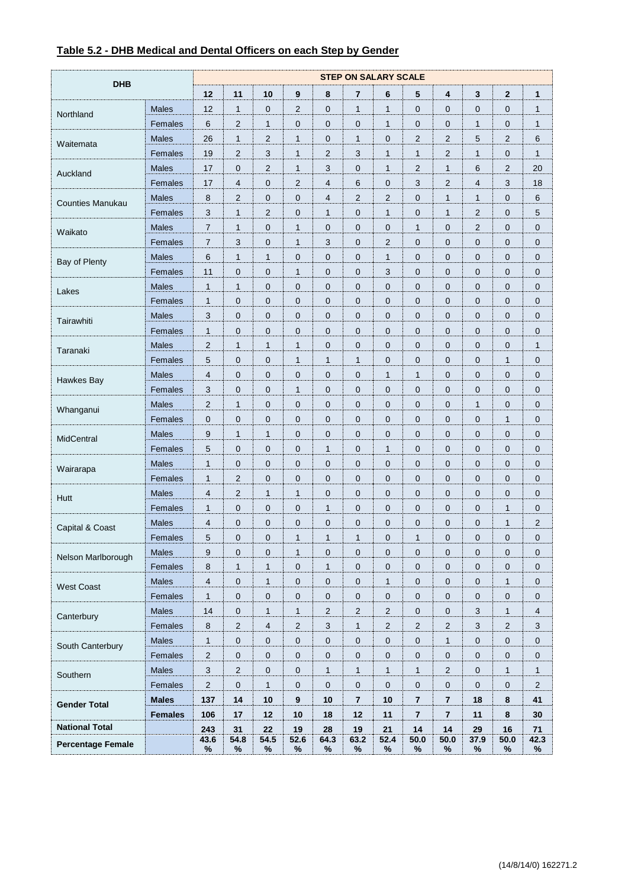## Table 5.2 - DHB Medical and Dental Officers on each Step by Gender

| DHB | | STEP ON SALARY SCALE | | | | | | | | | | | |
|---|---|---|---|---|---|---|---|---|---|---|---|---|---|
| | | 12 | 11 | 10 | 9 | 8 | 7 | 6 | 5 | 4 | 3 | 2 | 1 |
| Northland | Males | 12 | 1 | 0 | 2 | 0 | 1 | 1 | 0 | 0 | 0 | 0 | 1 |
| | Females | 6 | 2 | 1 | 0 | 0 | 0 | 1 | 0 | 0 | 1 | 0 | 1 |
| Waitemata | Males | 26 | 1 | 2 | 1 | 0 | 1 | 0 | 2 | 2 | 5 | 2 | 6 |
| | Females | 19 | 2 | 3 | 1 | 2 | 3 | 1 | 1 | 2 | 1 | 0 | 1 |
| Auckland | Males | 17 | 0 | 2 | 1 | 3 | 0 | 1 | 2 | 1 | 6 | 2 | 20 |
| | Females | 17 | 4 | 0 | 2 | 4 | 6 | 0 | 3 | 2 | 4 | 3 | 18 |
| Counties Manukau | Males | 8 | 2 | 0 | 0 | 4 | 2 | 2 | 0 | 1 | 1 | 0 | 6 |
| | Females | 3 | 1 | 2 | 0 | 1 | 0 | 1 | 0 | 1 | 2 | 0 | 5 |
| Waikato | Males | 7 | 1 | 0 | 1 | 0 | 0 | 0 | 1 | 0 | 2 | 0 | 0 |
| | Females | 7 | 3 | 0 | 1 | 3 | 0 | 2 | 0 | 0 | 0 | 0 | 0 |
| Bay of Plenty | Males | 6 | 1 | 1 | 0 | 0 | 0 | 1 | 0 | 0 | 0 | 0 | 0 |
| | Females | 11 | 0 | 0 | 1 | 0 | 0 | 3 | 0 | 0 | 0 | 0 | 0 |
| Lakes | Males | 1 | 1 | 0 | 0 | 0 | 0 | 0 | 0 | 0 | 0 | 0 | 0 |
| | Females | 1 | 0 | 0 | 0 | 0 | 0 | 0 | 0 | 0 | 0 | 0 | 0 |
| Tairawhiti | Males | 3 | 0 | 0 | 0 | 0 | 0 | 0 | 0 | 0 | 0 | 0 | 0 |
| | Females | 1 | 0 | 0 | 0 | 0 | 0 | 0 | 0 | 0 | 0 | 0 | 0 |
| Taranaki | Males | 2 | 1 | 1 | 1 | 0 | 0 | 0 | 0 | 0 | 0 | 0 | 1 |
| | Females | 5 | 0 | 0 | 1 | 1 | 1 | 0 | 0 | 0 | 0 | 1 | 0 |
| Hawkes Bay | Males | 4 | 0 | 0 | 0 | 0 | 0 | 1 | 1 | 0 | 0 | 0 | 0 |
| | Females | 3 | 0 | 0 | 1 | 0 | 0 | 0 | 0 | 0 | 0 | 0 | 0 |
| Whanganui | Males | 2 | 1 | 0 | 0 | 0 | 0 | 0 | 0 | 0 | 1 | 0 | 0 |
| | Females | 0 | 0 | 0 | 0 | 0 | 0 | 0 | 0 | 0 | 0 | 1 | 0 |
| MidCentral | Males | 9 | 1 | 1 | 0 | 0 | 0 | 0 | 0 | 0 | 0 | 0 | 0 |
| | Females | 5 | 0 | 0 | 0 | 1 | 0 | 1 | 0 | 0 | 0 | 0 | 0 |
| Wairarapa | Males | 1 | 0 | 0 | 0 | 0 | 0 | 0 | 0 | 0 | 0 | 0 | 0 |
| | Females | 1 | 2 | 0 | 0 | 0 | 0 | 0 | 0 | 0 | 0 | 0 | 0 |
| Hutt | Males | 4 | 2 | 1 | 1 | 0 | 0 | 0 | 0 | 0 | 0 | 0 | 0 |
| | Females | 1 | 0 | 0 | 0 | 1 | 0 | 0 | 0 | 0 | 0 | 1 | 0 |
| Capital & Coast | Males | 4 | 0 | 0 | 0 | 0 | 0 | 0 | 0 | 0 | 0 | 1 | 2 |
| | Females | 5 | 0 | 0 | 1 | 1 | 1 | 0 | 1 | 0 | 0 | 0 | 0 |
| Nelson Marlborough | Males | 9 | 0 | 0 | 1 | 0 | 0 | 0 | 0 | 0 | 0 | 0 | 0 |
| | Females | 8 | 1 | 1 | 0 | 1 | 0 | 0 | 0 | 0 | 0 | 0 | 0 |
| West Coast | Males | 4 | 0 | 1 | 0 | 0 | 0 | 1 | 0 | 0 | 0 | 1 | 0 |
| | Females | 1 | 0 | 0 | 0 | 0 | 0 | 0 | 0 | 0 | 0 | 0 | 0 |
| Canterbury | Males | 14 | 0 | 1 | 1 | 2 | 2 | 2 | 0 | 0 | 3 | 1 | 4 |
| | Females | 8 | 2 | 4 | 2 | 3 | 1 | 2 | 2 | 2 | 3 | 2 | 3 |
| South Canterbury | Males | 1 | 0 | 0 | 0 | 0 | 0 | 0 | 0 | 1 | 0 | 0 | 0 |
| | Females | 2 | 0 | 0 | 0 | 0 | 0 | 0 | 0 | 0 | 0 | 0 | 0 |
| Southern | Males | 3 | 2 | 0 | 0 | 1 | 1 | 1 | 1 | 2 | 0 | 1 | 1 |
| | Females | 2 | 0 | 1 | 0 | 0 | 0 | 0 | 0 | 0 | 0 | 0 | 2 |
| **Gender Total** | **Males** | **137** | **14** | **10** | **9** | **10** | **7** | **10** | **7** | **7** | **18** | **8** | **41** |
| | **Females** | **106** | **17** | **12** | **10** | **18** | **12** | **11** | **7** | **7** | **11** | **8** | **30** |
| **National Total** | | **243** | **31** | **22** | **19** | **28** | **19** | **21** | **14** | **14** | **29** | **16** | **71** |
| **Percentage Female** | | **43.6 %** | **54.8 %** | **54.5 %** | **52.6 %** | **64.3 %** | **63.2 %** | **52.4 %** | **50.0 %** | **50.0 %** | **37.9 %** | **50.0 %** | **42.3 %** |

(14/8/14/0) 162271.2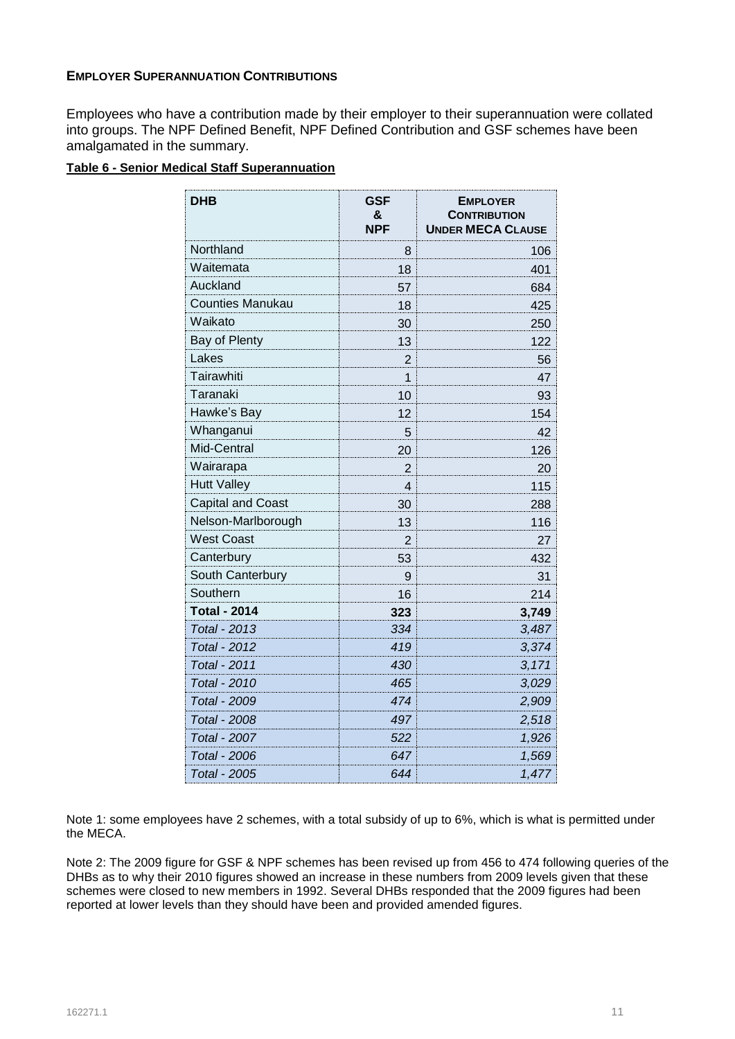**EMPLOYER SUPERANNUATION CONTRIBUTIONS**

Employees who have a contribution made by their employer to their superannuation were collated into groups. The NPF Defined Benefit, NPF Defined Contribution and GSF schemes have been amalgamated in the summary.

**Table 6 - Senior Medical Staff Superannuation**

| DHB | GSF & NPF | EMPLOYER CONTRIBUTION UNDER MECA CLAUSE |
|---|---|---|
| Northland | 8 | 106 |
| Waitemata | 18 | 401 |
| Auckland | 57 | 684 |
| Counties Manukau | 18 | 425 |
| Waikato | 30 | 250 |
| Bay of Plenty | 13 | 122 |
| Lakes | 2 | 56 |
| Tairawhiti | 1 | 47 |
| Taranaki | 10 | 93 |
| Hawke's Bay | 12 | 154 |
| Whanganui | 5 | 42 |
| Mid-Central | 20 | 126 |
| Wairarapa | 2 | 20 |
| Hutt Valley | 4 | 115 |
| Capital and Coast | 30 | 288 |
| Nelson-Marlborough | 13 | 116 |
| West Coast | 2 | 27 |
| Canterbury | 53 | 432 |
| South Canterbury | 9 | 31 |
| Southern | 16 | 214 |
| **Total - 2014** | **323** | **3,749** |
| *Total - 2013* | *334* | *3,487* |
| *Total - 2012* | *419* | *3,374* |
| *Total - 2011* | *430* | *3,171* |
| *Total - 2010* | *465* | *3,029* |
| *Total - 2009* | *474* | *2,909* |
| *Total - 2008* | *497* | *2,518* |
| *Total - 2007* | *522* | *1,926* |
| *Total - 2006* | *647* | *1,569* |
| *Total - 2005* | *644* | *1,477* |

Note 1: some employees have 2 schemes, with a total subsidy of up to 6%, which is what is permitted under the MECA.

Note 2: The 2009 figure for GSF & NPF schemes has been revised up from 456 to 474 following queries of the DHBs as to why their 2010 figures showed an increase in these numbers from 2009 levels given that these schemes were closed to new members in 1992. Several DHBs responded that the 2009 figures had been reported at lower levels than they should have been and provided amended figures.